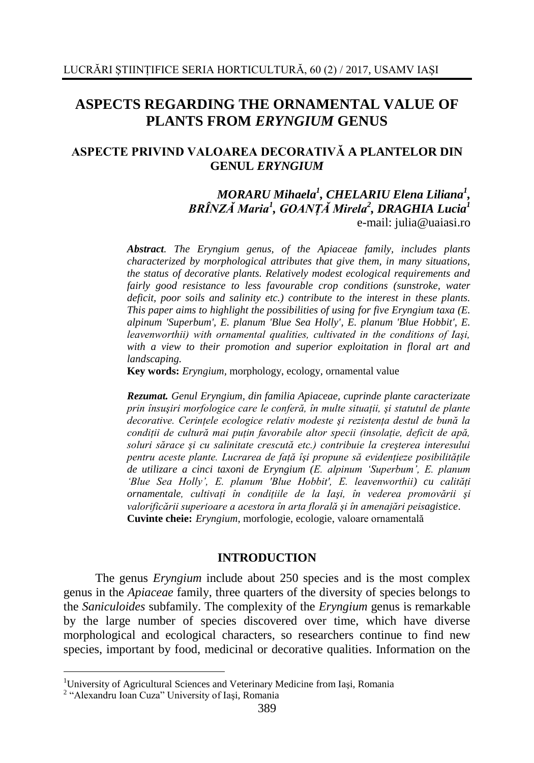# ASPECTS REGARDING THE ORNAMENTAL VALUE OF PLANTS FROM *ERYNGIUM* GENUS

## ASPECTE PRIVIND VALOAREA DECORATIVĂ A PLANTELOR DIN GENUL *ERYNGIUM*

***MORARU Mihaela*[1], *CHELARIU Elena Liliana*[1], *BRÎNZĂ Maria*[1], *GOANȚĂ Mirela*[2], *DRAGHIA Lucia*[1]**
e-mail: julia@uaiasi.ro

***Abstract****. The Eryngium genus, of the Apiaceae family, includes plants characterized by morphological attributes that give them, in many situations, the status of decorative plants. Relatively modest ecological requirements and fairly good resistance to less favourable crop conditions (sunstroke, water deficit, poor soils and salinity etc.) contribute to the interest in these plants. This paper aims to highlight the possibilities of using for five Eryngium taxa (E. alpinum 'Superbum', E. planum 'Blue Sea Holly', E. planum 'Blue Hobbit', E. leavenworthii) with ornamental qualities, cultivated in the conditions of Iaşi, with a view to their promotion and superior exploitation in floral art and landscaping.*

**Key words:** *Eryngium*, morphology, ecology, ornamental value

***Rezumat.*** *Genul Eryngium, din familia Apiaceae, cuprinde plante caracterizate prin însuşiri morfologice care le conferă, în multe situații, şi statutul de plante decorative. Cerințele ecologice relativ modeste şi rezistența destul de bună la condiții de cultură mai puțin favorabile altor specii (insolație, deficit de apă, soluri sărace şi cu salinitate crescută etc.) contribuie la creşterea interesului pentru aceste plante. Lucrarea de față îşi propune să evidențieze posibilitățile de utilizare a cinci taxoni de Eryngium (E. alpinum 'Superbum', E. planum 'Blue Sea Holly', E. planum 'Blue Hobbit', E. leavenworthii) cu calități ornamentale, cultivați în condițiile de la Iaşi, în vederea promovării şi valorificării superioare a acestora în arta florală şi în amenajări peisagistice.*

**Cuvinte cheie:** *Eryngium*, morfologie, ecologie, valoare ornamentală

## INTRODUCTION

The genus *Eryngium* include about 250 species and is the most complex genus in the *Apiaceae* family, three quarters of the diversity of species belongs to the *Saniculoides* subfamily. The complexity of the *Eryngium* genus is remarkable by the large number of species discovered over time, which have diverse morphological and ecological characters, so researchers continue to find new species, important by food, medicinal or decorative qualities. Information on the

---

[1] University of Agricultural Sciences and Veterinary Medicine from Iaşi, Romania
[2] "Alexandru Ioan Cuza" University of Iaşi, Romania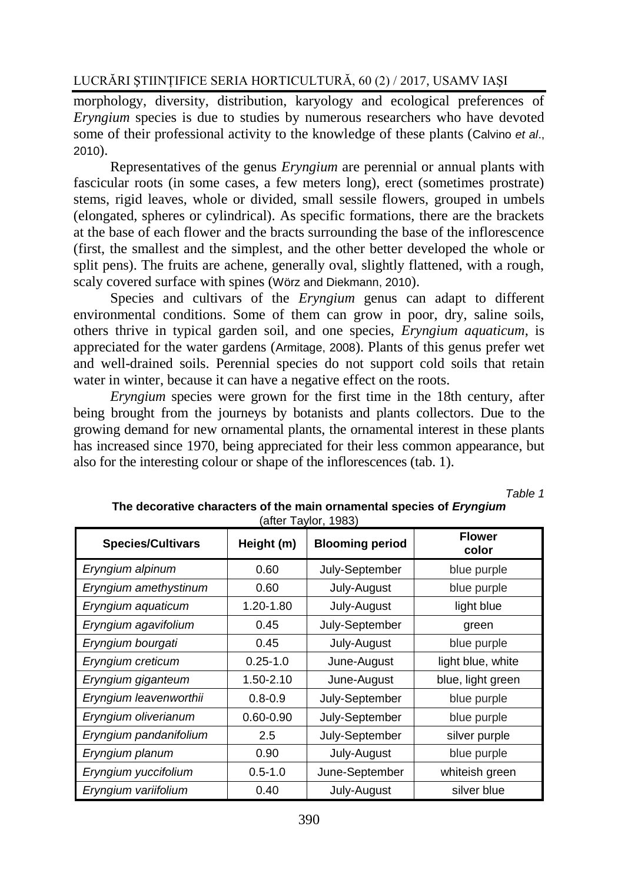morphology, diversity, distribution, karyology and ecological preferences of *Eryngium* species is due to studies by numerous researchers who have devoted some of their professional activity to the knowledge of these plants (Calvino *et al*., 2010).

Representatives of the genus *Eryngium* are perennial or annual plants with fascicular roots (in some cases, a few meters long), erect (sometimes prostrate) stems, rigid leaves, whole or divided, small sessile flowers, grouped in umbels (elongated, spheres or cylindrical). As specific formations, there are the brackets at the base of each flower and the bracts surrounding the base of the inflorescence (first, the smallest and the simplest, and the other better developed the whole or split pens). The fruits are achene, generally oval, slightly flattened, with a rough, scaly covered surface with spines (Wörz and Diekmann, 2010).

Species and cultivars of the *Eryngium* genus can adapt to different environmental conditions. Some of them can grow in poor, dry, saline soils, others thrive in typical garden soil, and one species, *Eryngium aquaticum*, is appreciated for the water gardens (Armitage, 2008). Plants of this genus prefer wet and well-drained soils. Perennial species do not support cold soils that retain water in winter, because it can have a negative effect on the roots.

*Eryngium* species were grown for the first time in the 18th century, after being brought from the journeys by botanists and plants collectors. Due to the growing demand for new ornamental plants, the ornamental interest in these plants has increased since 1970, being appreciated for their less common appearance, but also for the interesting colour or shape of the inflorescences (tab. 1).

*Table 1*

**The decorative characters of the main ornamental species of *Eryngium***
(after Taylor, 1983)

| Species/Cultivars | Height (m) | Blooming period | Flower color |
|---|---|---|---|
| *Eryngium alpinum* | 0.60 | July-September | blue purple |
| *Eryngium amethystinum* | 0.60 | July-August | blue purple |
| *Eryngium aquaticum* | 1.20-1.80 | July-August | light blue |
| *Eryngium agavifolium* | 0.45 | July-September | green |
| *Eryngium bourgati* | 0.45 | July-August | blue purple |
| *Eryngium creticum* | 0.25-1.0 | June-August | light blue, white |
| *Eryngium giganteum* | 1.50-2.10 | June-August | blue, light green |
| *Eryngium leavenworthii* | 0.8-0.9 | July-September | blue purple |
| *Eryngium oliverianum* | 0.60-0.90 | July-September | blue purple |
| *Eryngium pandanifolium* | 2.5 | July-September | silver purple |
| *Eryngium planum* | 0.90 | July-August | blue purple |
| *Eryngium yuccifolium* | 0.5-1.0 | June-September | whiteish green |
| *Eryngium variifolium* | 0.40 | July-August | silver blue |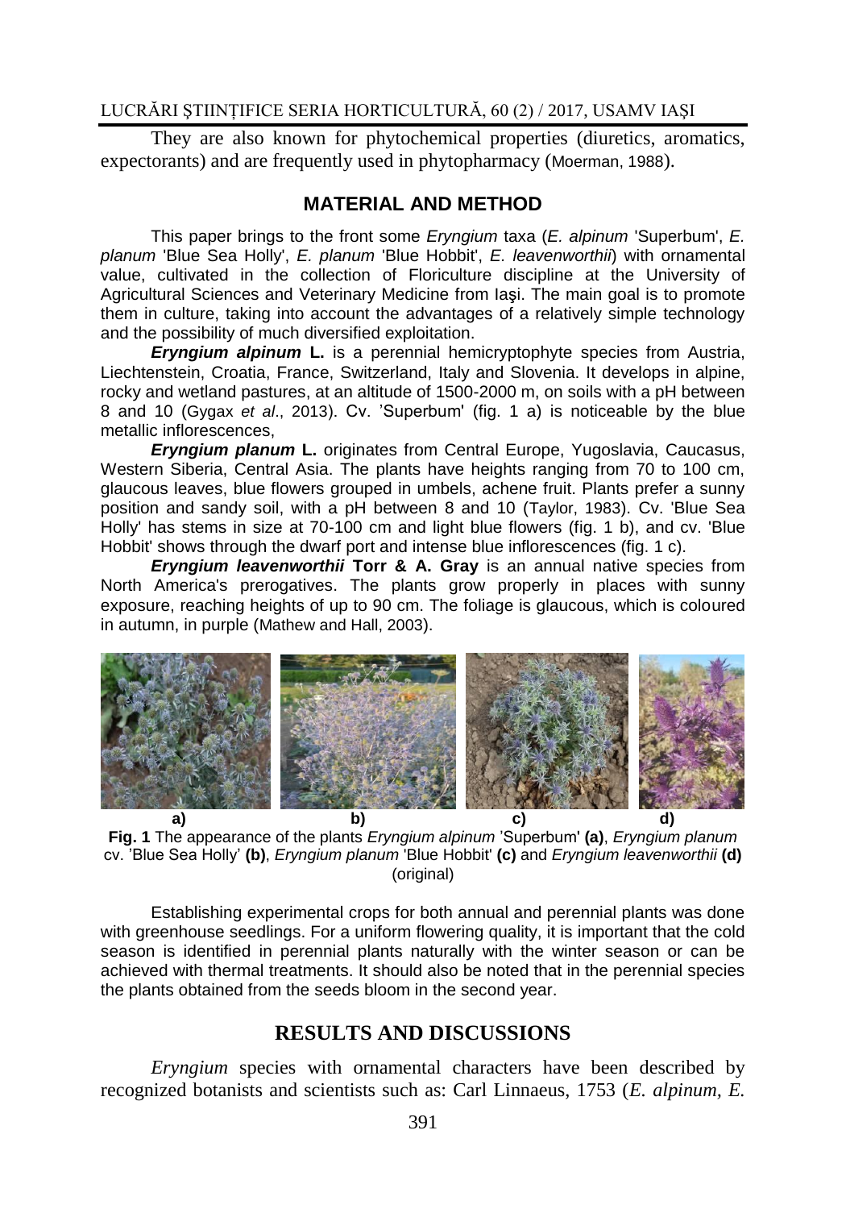They are also known for phytochemical properties (diuretics, aromatics, expectorants) and are frequently used in phytopharmacy (Moerman, 1988).

## MATERIAL AND METHOD

This paper brings to the front some *Eryngium* taxa (*E. alpinum* 'Superbum', *E. planum* 'Blue Sea Holly', *E. planum* 'Blue Hobbit', *E. leavenworthii*) with ornamental value, cultivated in the collection of Floriculture discipline at the University of Agricultural Sciences and Veterinary Medicine from Iaşi. The main goal is to promote them in culture, taking into account the advantages of a relatively simple technology and the possibility of much diversified exploitation.

***Eryngium alpinum*** **L.** is a perennial hemicryptophyte species from Austria, Liechtenstein, Croatia, France, Switzerland, Italy and Slovenia. It develops in alpine, rocky and wetland pastures, at an altitude of 1500-2000 m, on soils with a pH between 8 and 10 (Gygax *et al*., 2013). Cv. 'Superbum' (fig. 1 a) is noticeable by the blue metallic inflorescences,

***Eryngium planum*** **L.** originates from Central Europe, Yugoslavia, Caucasus, Western Siberia, Central Asia. The plants have heights ranging from 70 to 100 cm, glaucous leaves, blue flowers grouped in umbels, achene fruit. Plants prefer a sunny position and sandy soil, with a pH between 8 and 10 (Taylor, 1983). Cv. 'Blue Sea Holly' has stems in size at 70-100 cm and light blue flowers (fig. 1 b), and cv. 'Blue Hobbit' shows through the dwarf port and intense blue inflorescences (fig. 1 c).

***Eryngium leavenworthii*** **Torr & A. Gray** is an annual native species from North America's prerogatives. The plants grow properly in places with sunny exposure, reaching heights of up to 90 cm. The foliage is glaucous, which is coloured in autumn, in purple (Mathew and Hall, 2003).

a) b) c) d)

**Fig. 1** The appearance of the plants *Eryngium alpinum* 'Superbum' **(a)**, *Eryngium planum* cv. 'Blue Sea Holly' **(b)**, *Eryngium planum* 'Blue Hobbit' **(c)** and *Eryngium leavenworthii* **(d)** (original)

Establishing experimental crops for both annual and perennial plants was done with greenhouse seedlings. For a uniform flowering quality, it is important that the cold season is identified in perennial plants naturally with the winter season or can be achieved with thermal treatments. It should also be noted that in the perennial species the plants obtained from the seeds bloom in the second year.

## RESULTS AND DISCUSSIONS

*Eryngium* species with ornamental characters have been described by recognized botanists and scientists such as: Carl Linnaeus, 1753 (*E. alpinum*, *E.*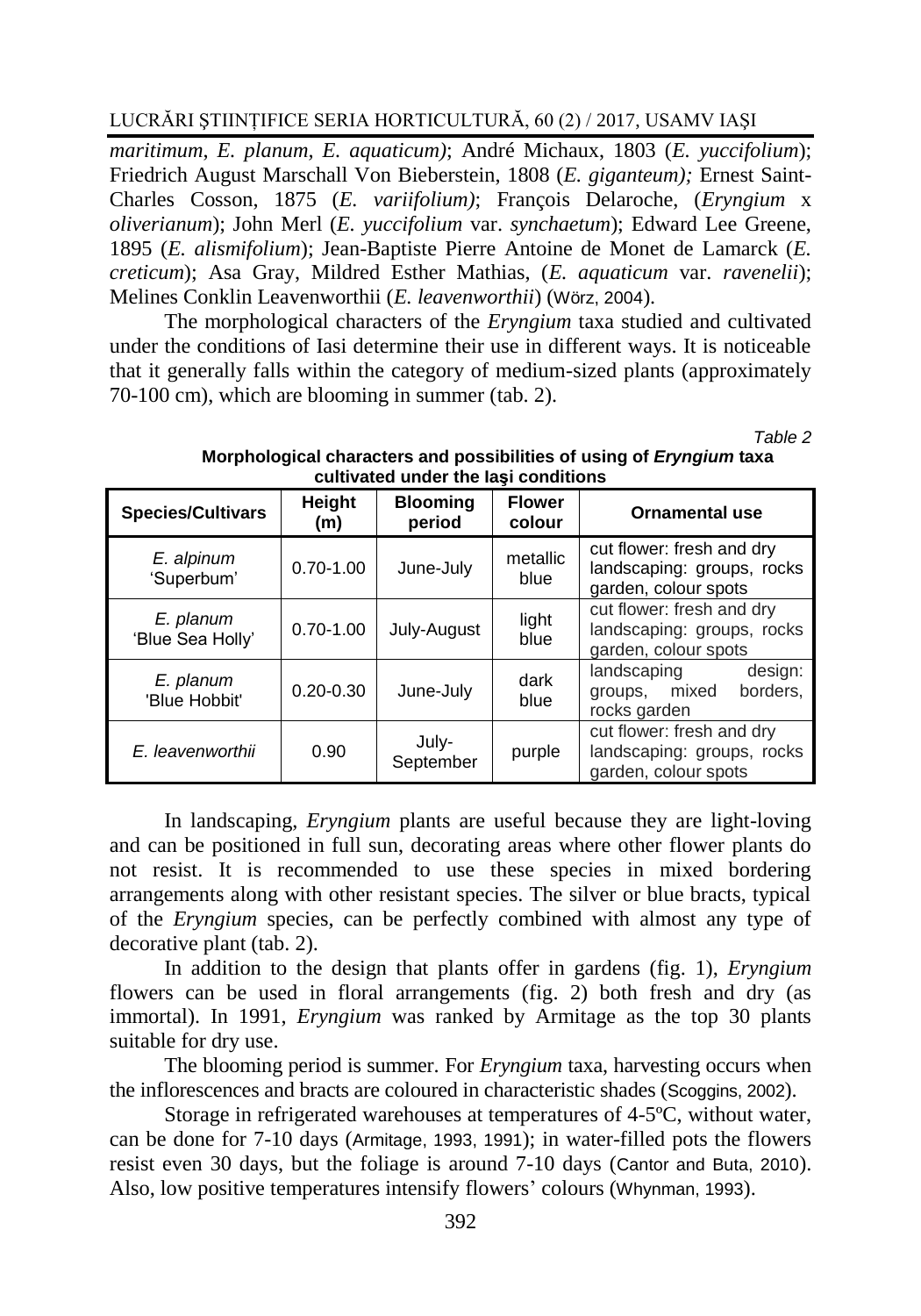*maritimum*, *E. planum*, *E. aquaticum)*; André Michaux, 1803 (*E. yuccifolium*); Friedrich August Marschall Von Bieberstein, 1808 (*E. giganteum);* Ernest Saint-Charles Cosson, 1875 (*E. variifolium)*; François Delaroche, (*Eryngium* x *oliverianum*); John Merl (*E. yuccifolium* var. *synchaetum*); Edward Lee Greene, 1895 (*E. alismifolium*); Jean-Baptiste Pierre Antoine de Monet de Lamarck (*E. creticum*); Asa Gray, Mildred Esther Mathias, (*E. aquaticum* var. *ravenelii*); Melines Conklin Leavenworthii (*E. leavenworthii*) (Wörz, 2004).

The morphological characters of the *Eryngium* taxa studied and cultivated under the conditions of Iasi determine their use in different ways. It is noticeable that it generally falls within the category of medium-sized plants (approximately 70-100 cm), which are blooming in summer (tab. 2).

*Table 2*

**Morphological characters and possibilities of using of *Eryngium* taxa cultivated under the Iaşi conditions**

| Species/Cultivars | Height (m) | Blooming period | Flower colour | Ornamental use |
|---|---|---|---|---|
| *E. alpinum* 'Superbum' | 0.70-1.00 | June-July | metallic blue | cut flower: fresh and dry landscaping: groups, rocks garden, colour spots |
| *E. planum* 'Blue Sea Holly' | 0.70-1.00 | July-August | light blue | cut flower: fresh and dry landscaping: groups, rocks garden, colour spots |
| *E. planum* 'Blue Hobbit' | 0.20-0.30 | June-July | dark blue | landscaping design: groups, mixed borders, rocks garden |
| *E. leavenworthii* | 0.90 | July-September | purple | cut flower: fresh and dry landscaping: groups, rocks garden, colour spots |

In landscaping, *Eryngium* plants are useful because they are light-loving and can be positioned in full sun, decorating areas where other flower plants do not resist. It is recommended to use these species in mixed bordering arrangements along with other resistant species. The silver or blue bracts, typical of the *Eryngium* species, can be perfectly combined with almost any type of decorative plant (tab. 2).

In addition to the design that plants offer in gardens (fig. 1), *Eryngium* flowers can be used in floral arrangements (fig. 2) both fresh and dry (as immortal). In 1991, *Eryngium* was ranked by Armitage as the top 30 plants suitable for dry use.

The blooming period is summer. For *Eryngium* taxa, harvesting occurs when the inflorescences and bracts are coloured in characteristic shades (Scoggins, 2002).

Storage in refrigerated warehouses at temperatures of 4-5ºC, without water, can be done for 7-10 days (Armitage, 1993, 1991); in water-filled pots the flowers resist even 30 days, but the foliage is around 7-10 days (Cantor and Buta, 2010). Also, low positive temperatures intensify flowers' colours (Whynman, 1993).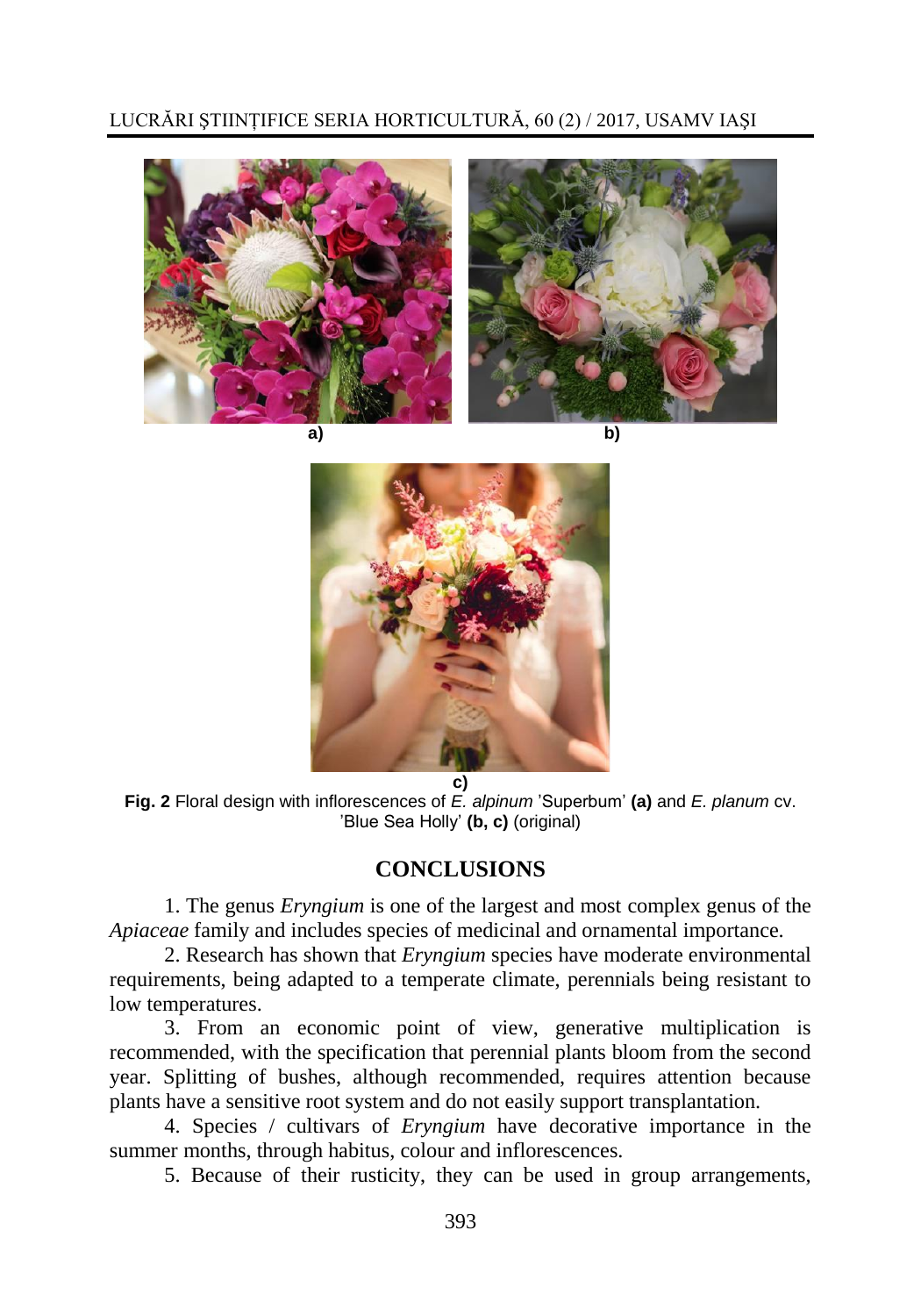a) b)

c)

**Fig. 2** Floral design with inflorescences of *E. alpinum* 'Superbum' **(a)** and *E. planum* cv. 'Blue Sea Holly' **(b, c)** (original)

## CONCLUSIONS

1. The genus *Eryngium* is one of the largest and most complex genus of the *Apiaceae* family and includes species of medicinal and ornamental importance.

2. Research has shown that *Eryngium* species have moderate environmental requirements, being adapted to a temperate climate, perennials being resistant to low temperatures.

3. From an economic point of view, generative multiplication is recommended, with the specification that perennial plants bloom from the second year. Splitting of bushes, although recommended, requires attention because plants have a sensitive root system and do not easily support transplantation.

4. Species / cultivars of *Eryngium* have decorative importance in the summer months, through habitus, colour and inflorescences.

5. Because of their rusticity, they can be used in group arrangements,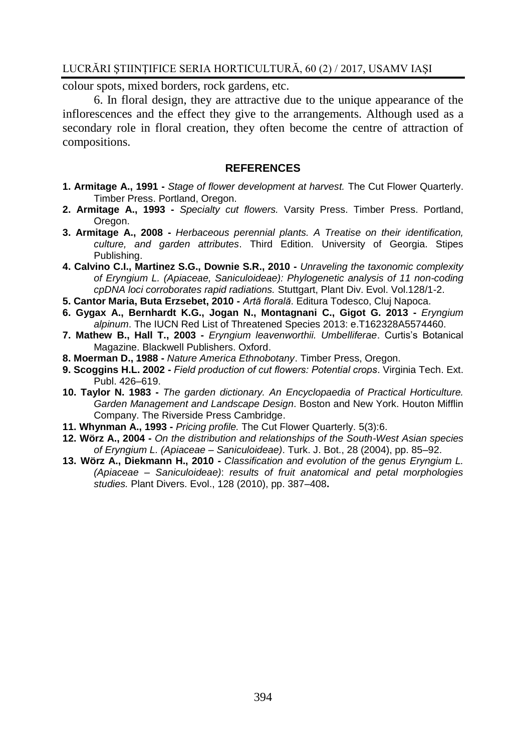colour spots, mixed borders, rock gardens, etc.

6. In floral design, they are attractive due to the unique appearance of the inflorescences and the effect they give to the arrangements. Although used as a secondary role in floral creation, they often become the centre of attraction of compositions.

## REFERENCES

1. **Armitage A., 1991 -** *Stage of flower development at harvest.* The Cut Flower Quarterly. Timber Press. Portland, Oregon.
2. **Armitage A., 1993 -** *Specialty cut flowers.* Varsity Press. Timber Press. Portland, Oregon.
3. **Armitage A., 2008 -** *Herbaceous perennial plants. A Treatise on their identification, culture, and garden attributes*. Third Edition. University of Georgia. Stipes Publishing.
4. **Calvino C.I., Martinez S.G., Downie S.R., 2010 -** *Unraveling the taxonomic complexity of Eryngium L. (Apiaceae, Saniculoideae): Phylogenetic analysis of 11 non-coding cpDNA loci corroborates rapid radiations.* Stuttgart, Plant Div. Evol. Vol.128/1-2.
5. **Cantor Maria, Buta Erzsebet, 2010 -** *Artă florală*. Editura Todesco, Cluj Napoca.
6. **Gygax A., Bernhardt K.G., Jogan N., Montagnani C., Gigot G. 2013 -** *Eryngium alpinum*. The IUCN Red List of Threatened Species 2013: e.T162328A5574460.
7. **Mathew B., Hall T., 2003 -** *Eryngium leavenworthii. Umbelliferae*. Curtis's Botanical Magazine. Blackwell Publishers. Oxford.
8. **Moerman D., 1988 -** *Nature America Ethnobotany*. Timber Press, Oregon.
9. **Scoggins H.L. 2002 -** *Field production of cut flowers: Potential crops*. Virginia Tech. Ext. Publ. 426–619.
10. **Taylor N. 1983 -** *The garden dictionary. An Encyclopaedia of Practical Horticulture. Garden Management and Landscape Design*. Boston and New York. Houton Mifflin Company. The Riverside Press Cambridge.
11. **Whynman A., 1993 -** *Pricing profile.* The Cut Flower Quarterly. 5(3):6.
12. **Wörz A., 2004 -** *On the distribution and relationships of the South-West Asian species of Eryngium L. (Apiaceae – Saniculoideae)*. Turk. J. Bot., 28 (2004), pp. 85–92.
13. **Wörz A., Diekmann H., 2010 -** *Classification and evolution of the genus Eryngium L. (Apiaceae – Saniculoideae)*: *results of fruit anatomical and petal morphologies studies.* Plant Divers. Evol., 128 (2010), pp. 387–408**.**